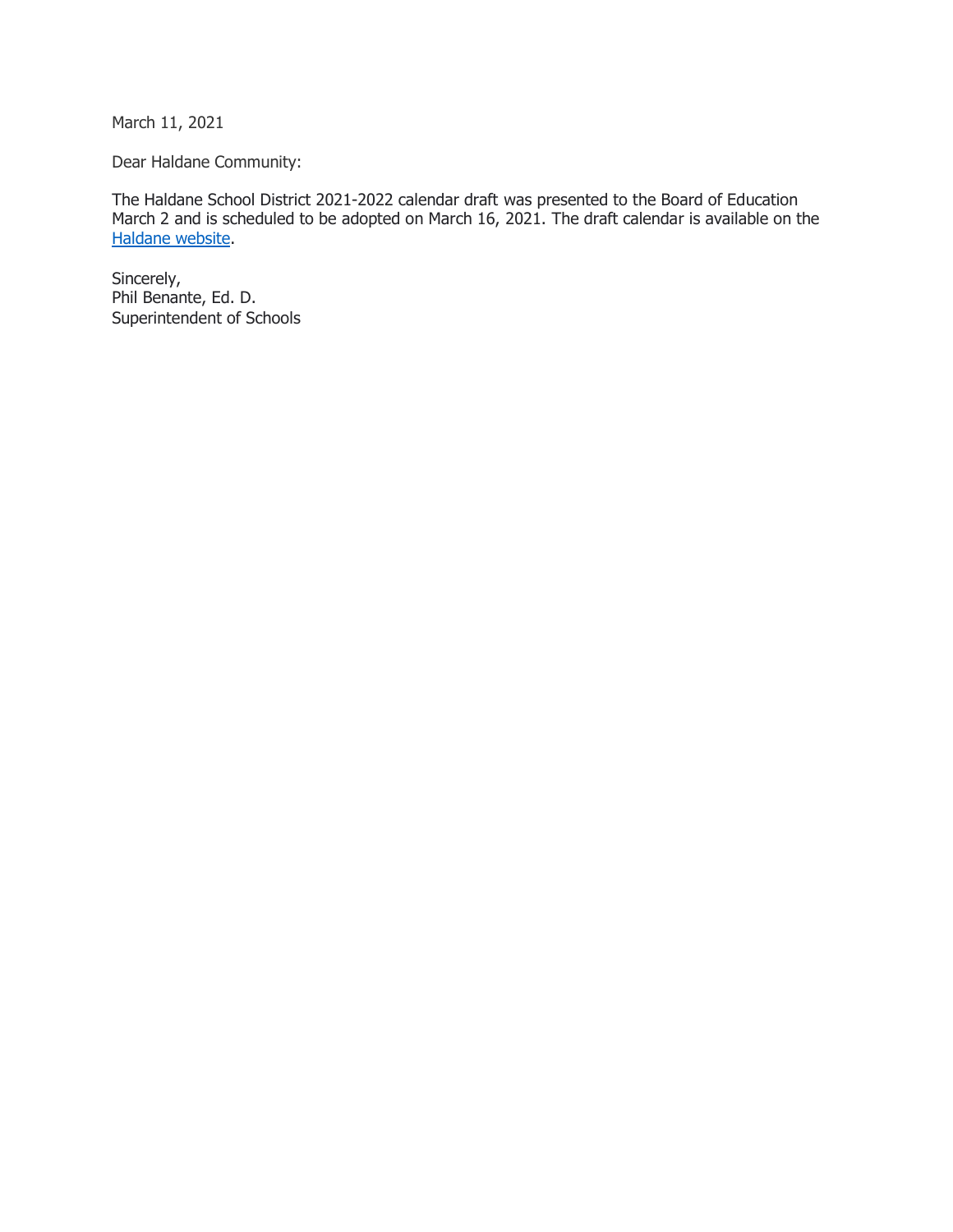March 11, 2021

Dear Haldane Community:

The Haldane School District 2021-2022 calendar draft was presented to the Board of Education March 2 and is scheduled to be adopted on March 16, 2021. The draft calendar is available on the Haldane website.

Sincerely,
Phil Benante, Ed. D.
Superintendent of Schools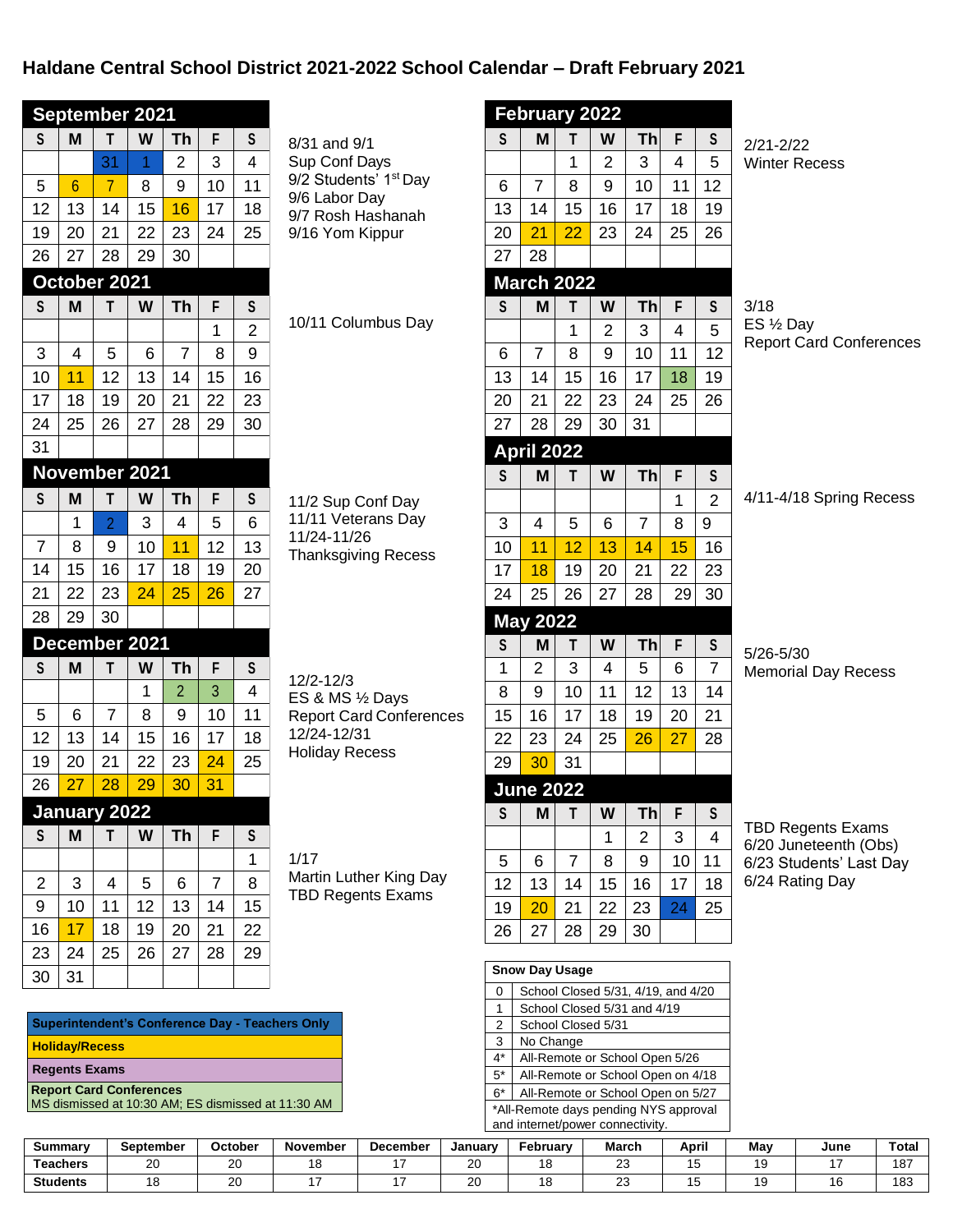# Haldane Central School District 2021-2022 School Calendar – Draft February 2021

## September 2021

| S | M | T | W | Th | F | S |
|---|---|---|---|---|---|---|
| | | 31 | 1 | 2 | 3 | 4 |
| 5 | 6 | 7 | 8 | 9 | 10 | 11 |
| 12 | 13 | 14 | 15 | 16 | 17 | 18 |
| 19 | 20 | 21 | 22 | 23 | 24 | 25 |
| 26 | 27 | 28 | 29 | 30 | | |

8/31 and 9/1
Sup Conf Days
9/2 Students' 1st Day
9/6 Labor Day
9/7 Rosh Hashanah
9/16 Yom Kippur

## October 2021

| S | M | T | W | Th | F | S |
|---|---|---|---|---|---|---|
| | | | | | 1 | 2 |
| 3 | 4 | 5 | 6 | 7 | 8 | 9 |
| 10 | 11 | 12 | 13 | 14 | 15 | 16 |
| 17 | 18 | 19 | 20 | 21 | 22 | 23 |
| 24 | 25 | 26 | 27 | 28 | 29 | 30 |
| 31 | | | | | | |

10/11 Columbus Day

## November 2021

| S | M | T | W | Th | F | S |
|---|---|---|---|---|---|---|
| | 1 | 2 | 3 | 4 | 5 | 6 |
| 7 | 8 | 9 | 10 | 11 | 12 | 13 |
| 14 | 15 | 16 | 17 | 18 | 19 | 20 |
| 21 | 22 | 23 | 24 | 25 | 26 | 27 |
| 28 | 29 | 30 | | | | |

11/2 Sup Conf Day
11/11 Veterans Day
11/24-11/26
Thanksgiving Recess

## December 2021

| S | M | T | W | Th | F | S |
|---|---|---|---|---|---|---|
| | | | 1 | 2 | 3 | 4 |
| 5 | 6 | 7 | 8 | 9 | 10 | 11 |
| 12 | 13 | 14 | 15 | 16 | 17 | 18 |
| 19 | 20 | 21 | 22 | 23 | 24 | 25 |
| 26 | 27 | 28 | 29 | 30 | 31 | |

12/2-12/3
ES & MS ½ Days
Report Card Conferences
12/24-12/31
Holiday Recess

## January 2022

| S | M | T | W | Th | F | S |
|---|---|---|---|---|---|---|
| | | | | | | 1 |
| 2 | 3 | 4 | 5 | 6 | 7 | 8 |
| 9 | 10 | 11 | 12 | 13 | 14 | 15 |
| 16 | 17 | 18 | 19 | 20 | 21 | 22 |
| 23 | 24 | 25 | 26 | 27 | 28 | 29 |
| 30 | 31 | | | | | |

1/17
Martin Luther King Day
TBD Regents Exams

## February 2022

| S | M | T | W | Th | F | S |
|---|---|---|---|---|---|---|
| | | 1 | 2 | 3 | 4 | 5 |
| 6 | 7 | 8 | 9 | 10 | 11 | 12 |
| 13 | 14 | 15 | 16 | 17 | 18 | 19 |
| 20 | 21 | 22 | 23 | 24 | 25 | 26 |
| 27 | 28 | | | | | |

2/21-2/22
Winter Recess

## March 2022

| S | M | T | W | Th | F | S |
|---|---|---|---|---|---|---|
| | | 1 | 2 | 3 | 4 | 5 |
| 6 | 7 | 8 | 9 | 10 | 11 | 12 |
| 13 | 14 | 15 | 16 | 17 | 18 | 19 |
| 20 | 21 | 22 | 23 | 24 | 25 | 26 |
| 27 | 28 | 29 | 30 | 31 | | |

3/18
ES ½ Day
Report Card Conferences

## April 2022

| S | M | T | W | Th | F | S |
|---|---|---|---|---|---|---|
| | | | | | 1 | 2 |
| 3 | 4 | 5 | 6 | 7 | 8 | 9 |
| 10 | 11 | 12 | 13 | 14 | 15 | 16 |
| 17 | 18 | 19 | 20 | 21 | 22 | 23 |
| 24 | 25 | 26 | 27 | 28 | 29 | 30 |

4/11-4/18 Spring Recess

## May 2022

| S | M | T | W | Th | F | S |
|---|---|---|---|---|---|---|
| 1 | 2 | 3 | 4 | 5 | 6 | 7 |
| 8 | 9 | 10 | 11 | 12 | 13 | 14 |
| 15 | 16 | 17 | 18 | 19 | 20 | 21 |
| 22 | 23 | 24 | 25 | 26 | 27 | 28 |
| 29 | 30 | 31 | | | | |

5/26-5/30
Memorial Day Recess

## June 2022

| S | M | T | W | Th | F | S |
|---|---|---|---|---|---|---|
| | | | 1 | 2 | 3 | 4 |
| 5 | 6 | 7 | 8 | 9 | 10 | 11 |
| 12 | 13 | 14 | 15 | 16 | 17 | 18 |
| 19 | 20 | 21 | 22 | 23 | 24 | 25 |
| 26 | 27 | 28 | 29 | 30 | | |

TBD Regents Exams
6/20 Juneteenth (Obs)
6/23 Students' Last Day
6/24 Rating Day

**Superintendent's Conference Day - Teachers Only**
**Holiday/Recess**
**Regents Exams**
**Report Card Conferences**
MS dismissed at 10:30 AM; ES dismissed at 11:30 AM

| Snow Day Usage | |
|---|---|
| 0 | School Closed 5/31, 4/19, and 4/20 |
| 1 | School Closed 5/31 and 4/19 |
| 2 | School Closed 5/31 |
| 3 | No Change |
| 4* | All-Remote or School Open 5/26 |
| 5* | All-Remote or School Open on 4/18 |
| 6* | All-Remote or School Open on 5/27 |

*All-Remote days pending NYS approval and internet/power connectivity.

| Summary | September | October | November | December | January | February | March | April | May | June | Total |
|---|---|---|---|---|---|---|---|---|---|---|---|
| Teachers | 20 | 20 | 18 | 17 | 20 | 18 | 23 | 15 | 19 | 17 | 187 |
| Students | 18 | 20 | 17 | 17 | 20 | 18 | 23 | 15 | 19 | 16 | 183 |